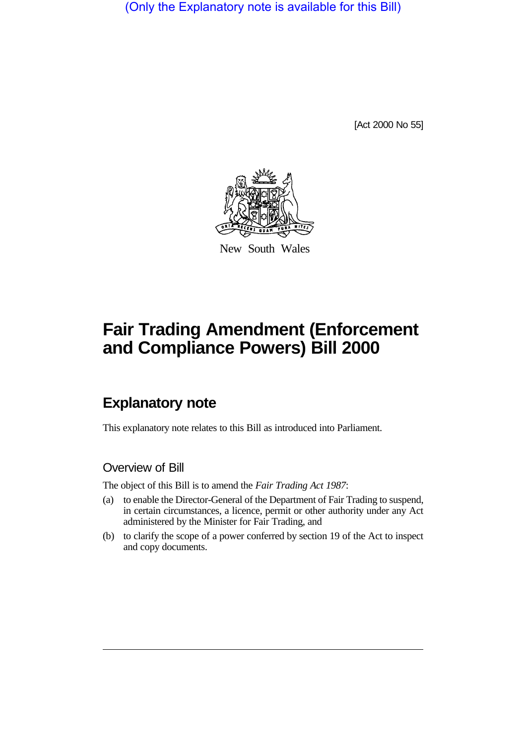(Only the Explanatory note is available for this Bill)

[Act 2000 No 55]

New South Wales

# Fair Trading Amendment (Enforcement and Compliance Powers) Bill 2000

## Explanatory note

This explanatory note relates to this Bill as introduced into Parliament.

### Overview of Bill

The object of this Bill is to amend the *Fair Trading Act 1987*:

(a) to enable the Director-General of the Department of Fair Trading to suspend, in certain circumstances, a licence, permit or other authority under any Act administered by the Minister for Fair Trading, and

(b) to clarify the scope of a power conferred by section 19 of the Act to inspect and copy documents.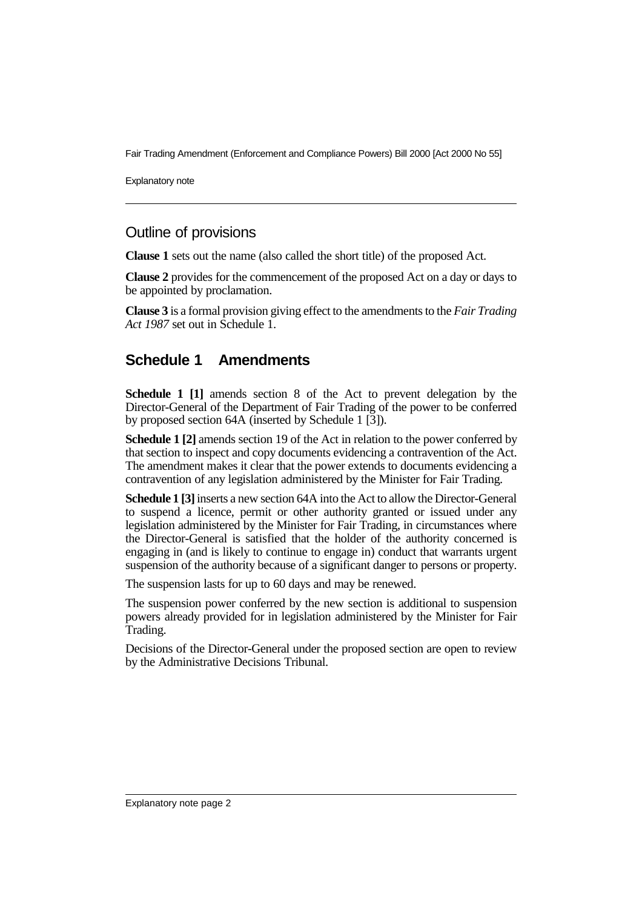## Outline of provisions

**Clause 1** sets out the name (also called the short title) of the proposed Act.

**Clause 2** provides for the commencement of the proposed Act on a day or days to be appointed by proclamation.

**Clause 3** is a formal provision giving effect to the amendments to the *Fair Trading Act 1987* set out in Schedule 1.

## Schedule 1 Amendments

**Schedule 1 [1]** amends section 8 of the Act to prevent delegation by the Director-General of the Department of Fair Trading of the power to be conferred by proposed section 64A (inserted by Schedule 1 [3]).

**Schedule 1 [2]** amends section 19 of the Act in relation to the power conferred by that section to inspect and copy documents evidencing a contravention of the Act. The amendment makes it clear that the power extends to documents evidencing a contravention of any legislation administered by the Minister for Fair Trading.

**Schedule 1 [3]** inserts a new section 64A into the Act to allow the Director-General to suspend a licence, permit or other authority granted or issued under any legislation administered by the Minister for Fair Trading, in circumstances where the Director-General is satisfied that the holder of the authority concerned is engaging in (and is likely to continue to engage in) conduct that warrants urgent suspension of the authority because of a significant danger to persons or property.

The suspension lasts for up to 60 days and may be renewed.

The suspension power conferred by the new section is additional to suspension powers already provided for in legislation administered by the Minister for Fair Trading.

Decisions of the Director-General under the proposed section are open to review by the Administrative Decisions Tribunal.